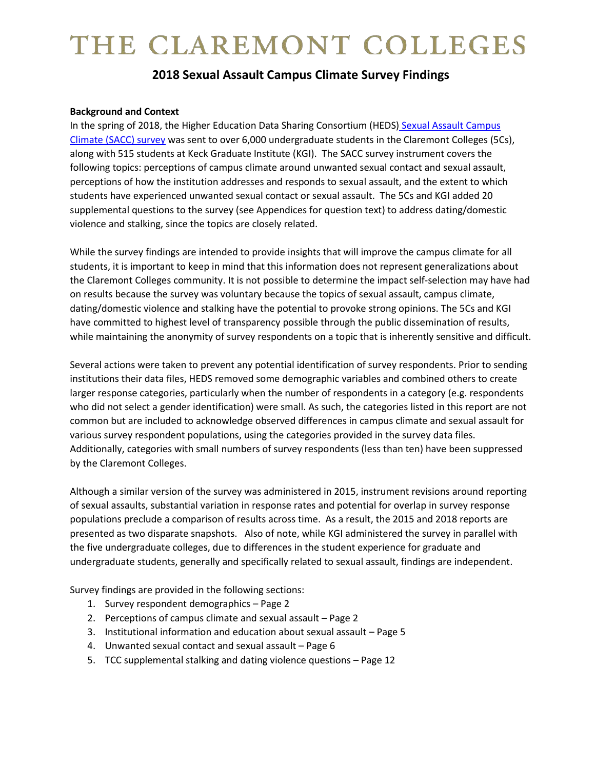# THE CLAREMONT COLLEGES

## 2018 Sexual Assault Campus Climate Survey Findings

**Background and Context**

In the spring of 2018, the Higher Education Data Sharing Consortium (HEDS) Sexual Assault Campus Climate (SACC) survey was sent to over 6,000 undergraduate students in the Claremont Colleges (5Cs), along with 515 students at Keck Graduate Institute (KGI). The SACC survey instrument covers the following topics: perceptions of campus climate around unwanted sexual contact and sexual assault, perceptions of how the institution addresses and responds to sexual assault, and the extent to which students have experienced unwanted sexual contact or sexual assault. The 5Cs and KGI added 20 supplemental questions to the survey (see Appendices for question text) to address dating/domestic violence and stalking, since the topics are closely related.

While the survey findings are intended to provide insights that will improve the campus climate for all students, it is important to keep in mind that this information does not represent generalizations about the Claremont Colleges community. It is not possible to determine the impact self-selection may have had on results because the survey was voluntary because the topics of sexual assault, campus climate, dating/domestic violence and stalking have the potential to provoke strong opinions. The 5Cs and KGI have committed to highest level of transparency possible through the public dissemination of results, while maintaining the anonymity of survey respondents on a topic that is inherently sensitive and difficult.

Several actions were taken to prevent any potential identification of survey respondents. Prior to sending institutions their data files, HEDS removed some demographic variables and combined others to create larger response categories, particularly when the number of respondents in a category (e.g. respondents who did not select a gender identification) were small. As such, the categories listed in this report are not common but are included to acknowledge observed differences in campus climate and sexual assault for various survey respondent populations, using the categories provided in the survey data files. Additionally, categories with small numbers of survey respondents (less than ten) have been suppressed by the Claremont Colleges.

Although a similar version of the survey was administered in 2015, instrument revisions around reporting of sexual assaults, substantial variation in response rates and potential for overlap in survey response populations preclude a comparison of results across time. As a result, the 2015 and 2018 reports are presented as two disparate snapshots. Also of note, while KGI administered the survey in parallel with the five undergraduate colleges, due to differences in the student experience for graduate and undergraduate students, generally and specifically related to sexual assault, findings are independent.

Survey findings are provided in the following sections:

1. Survey respondent demographics – Page 2
2. Perceptions of campus climate and sexual assault – Page 2
3. Institutional information and education about sexual assault – Page 5
4. Unwanted sexual contact and sexual assault – Page 6
5. TCC supplemental stalking and dating violence questions – Page 12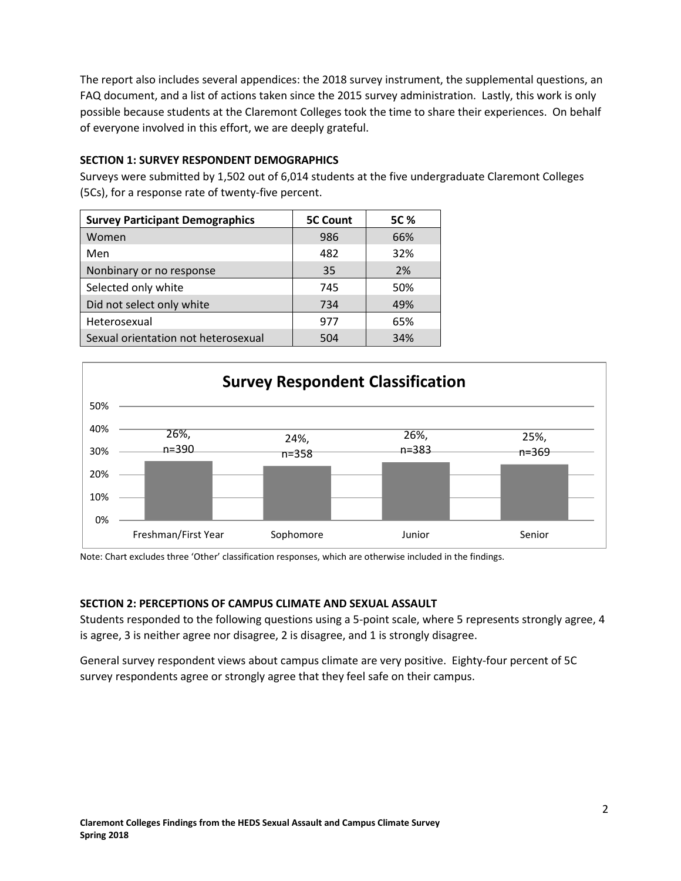The report also includes several appendices: the 2018 survey instrument, the supplemental questions, an FAQ document, and a list of actions taken since the 2015 survey administration. Lastly, this work is only possible because students at the Claremont Colleges took the time to share their experiences. On behalf of everyone involved in this effort, we are deeply grateful.

**SECTION 1: SURVEY RESPONDENT DEMOGRAPHICS**

Surveys were submitted by 1,502 out of 6,014 students at the five undergraduate Claremont Colleges (5Cs), for a response rate of twenty-five percent.

| Survey Participant Demographics | 5C Count | 5C % |
|---|---|---|
| Women | 986 | 66% |
| Men | 482 | 32% |
| Nonbinary or no response | 35 | 2% |
| Selected only white | 745 | 50% |
| Did not select only white | 734 | 49% |
| Heterosexual | 977 | 65% |
| Sexual orientation not heterosexual | 504 | 34% |

**Survey Respondent Classification**

| Classification | % | n |
|---|---|---|
| Freshman/First Year | 26% | 390 |
| Sophomore | 24% | 358 |
| Junior | 26% | 383 |
| Senior | 25% | 369 |

Note: Chart excludes three 'Other' classification responses, which are otherwise included in the findings.

**SECTION 2: PERCEPTIONS OF CAMPUS CLIMATE AND SEXUAL ASSAULT**

Students responded to the following questions using a 5-point scale, where 5 represents strongly agree, 4 is agree, 3 is neither agree nor disagree, 2 is disagree, and 1 is strongly disagree.

General survey respondent views about campus climate are very positive. Eighty-four percent of 5C survey respondents agree or strongly agree that they feel safe on their campus.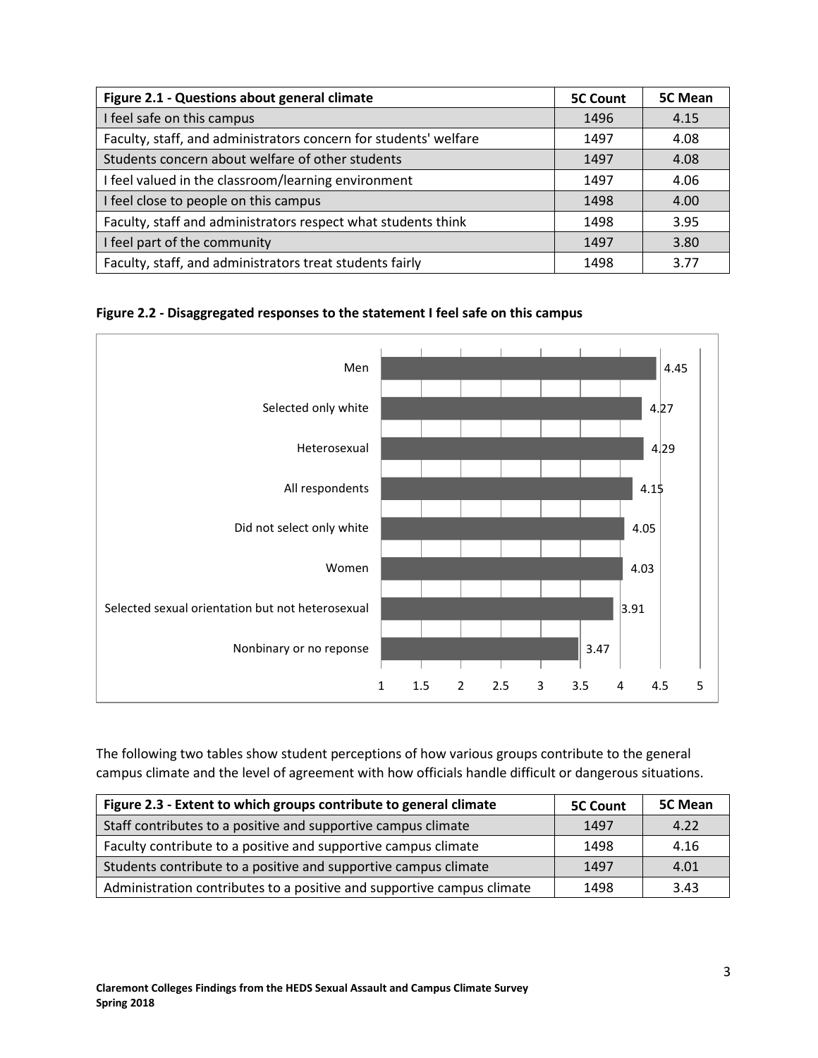| Figure 2.1 - Questions about general climate | 5C Count | 5C Mean |
| --- | --- | --- |
| I feel safe on this campus | 1496 | 4.15 |
| Faculty, staff, and administrators concern for students' welfare | 1497 | 4.08 |
| Students concern about welfare of other students | 1497 | 4.08 |
| I feel valued in the classroom/learning environment | 1497 | 4.06 |
| I feel close to people on this campus | 1498 | 4.00 |
| Faculty, staff and administrators respect what students think | 1498 | 3.95 |
| I feel part of the community | 1497 | 3.80 |
| Faculty, staff, and administrators treat students fairly | 1498 | 3.77 |

**Figure 2.2 - Disaggregated responses to the statement I feel safe on this campus**

| Group | Mean |
| --- | --- |
| Men | 4.45 |
| Selected only white | 4.27 |
| Heterosexual | 4.29 |
| All respondents | 4.15 |
| Did not select only white | 4.05 |
| Women | 4.03 |
| Selected sexual orientation but not heterosexual | 3.91 |
| Nonbinary or no reponse | 3.47 |

The following two tables show student perceptions of how various groups contribute to the general campus climate and the level of agreement with how officials handle difficult or dangerous situations.

| Figure 2.3 - Extent to which groups contribute to general climate | 5C Count | 5C Mean |
| --- | --- | --- |
| Staff contributes to a positive and supportive campus climate | 1497 | 4.22 |
| Faculty contribute to a positive and supportive campus climate | 1498 | 4.16 |
| Students contribute to a positive and supportive campus climate | 1497 | 4.01 |
| Administration contributes to a positive and supportive campus climate | 1498 | 3.43 |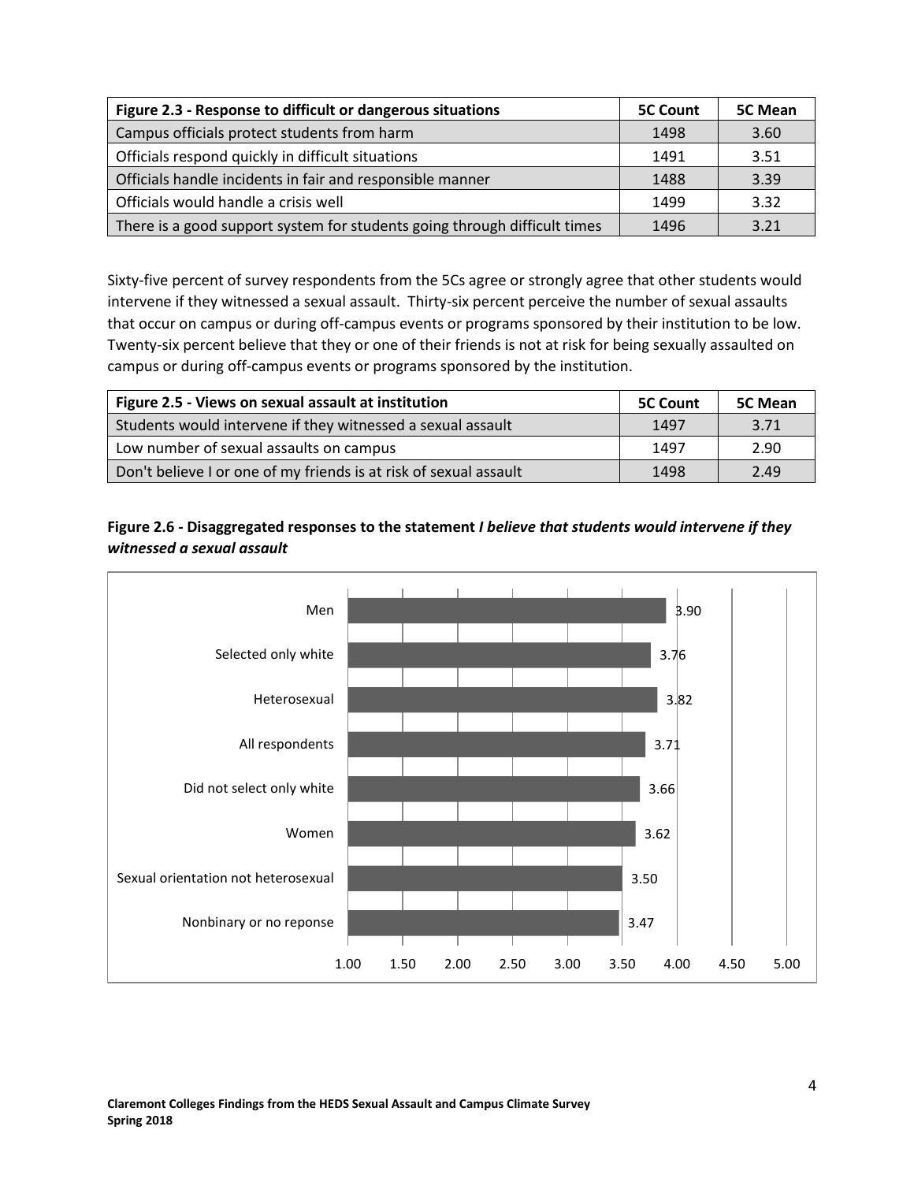| Figure 2.3 - Response to difficult or dangerous situations | 5C Count | 5C Mean |
|---|---|---|
| Campus officials protect students from harm | 1498 | 3.60 |
| Officials respond quickly in difficult situations | 1491 | 3.51 |
| Officials handle incidents in fair and responsible manner | 1488 | 3.39 |
| Officials would handle a crisis well | 1499 | 3.32 |
| There is a good support system for students going through difficult times | 1496 | 3.21 |

Sixty-five percent of survey respondents from the 5Cs agree or strongly agree that other students would intervene if they witnessed a sexual assault. Thirty-six percent perceive the number of sexual assaults that occur on campus or during off-campus events or programs sponsored by their institution to be low. Twenty-six percent believe that they or one of their friends is not at risk for being sexually assaulted on campus or during off-campus events or programs sponsored by the institution.

| Figure 2.5 - Views on sexual assault at institution | 5C Count | 5C Mean |
|---|---|---|
| Students would intervene if they witnessed a sexual assault | 1497 | 3.71 |
| Low number of sexual assaults on campus | 1497 | 2.90 |
| Don't believe I or one of my friends is at risk of sexual assault | 1498 | 2.49 |

**Figure 2.6 - Disaggregated responses to the statement *I believe that students would intervene if they witnessed a sexual assault***

| Group | Mean |
|---|---|
| Men | 3.90 |
| Selected only white | 3.76 |
| Heterosexual | 3.82 |
| All respondents | 3.71 |
| Did not select only white | 3.66 |
| Women | 3.62 |
| Sexual orientation not heterosexual | 3.50 |
| Nonbinary or no reponse | 3.47 |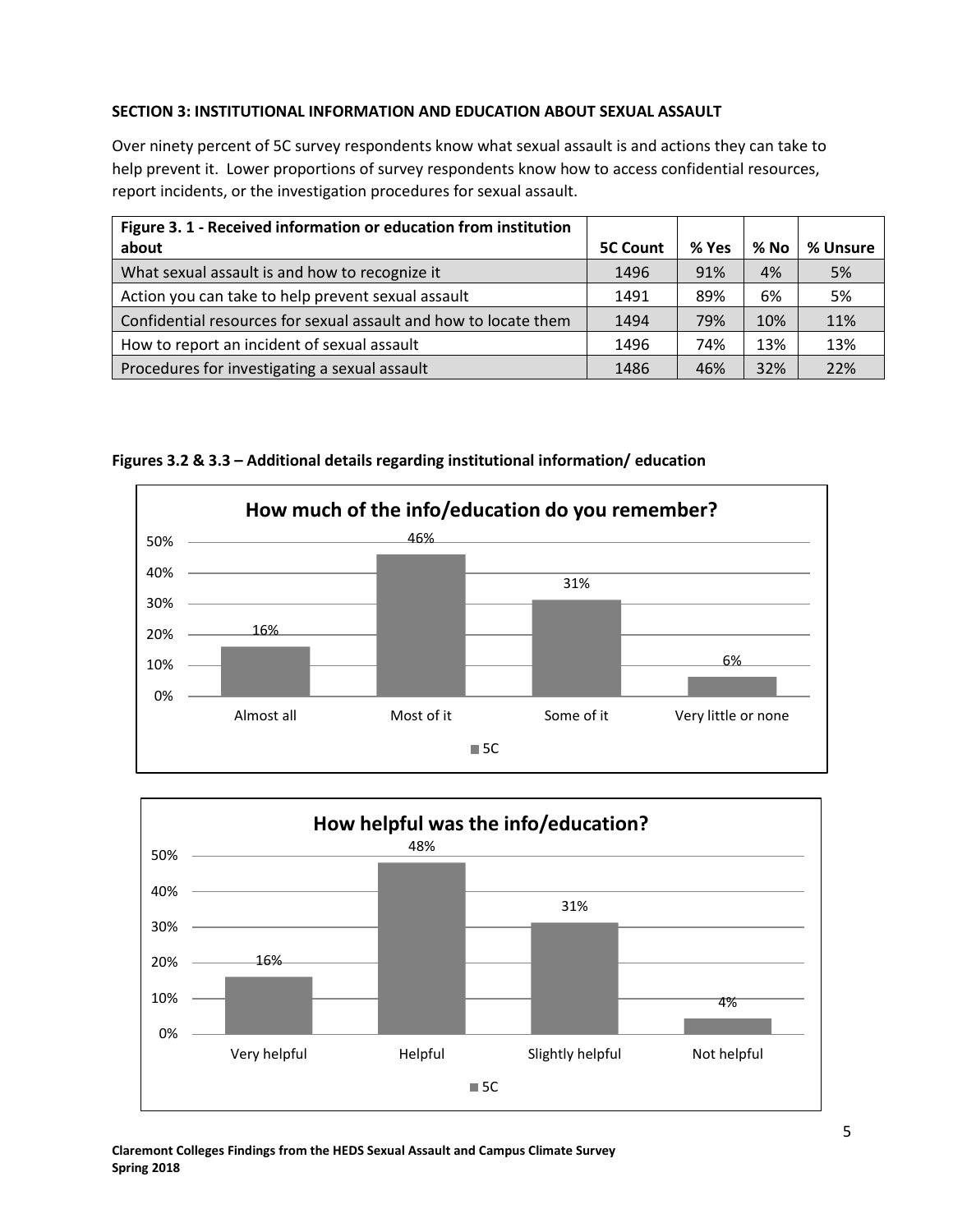### SECTION 3: INSTITUTIONAL INFORMATION AND EDUCATION ABOUT SEXUAL ASSAULT

Over ninety percent of 5C survey respondents know what sexual assault is and actions they can take to help prevent it. Lower proportions of survey respondents know how to access confidential resources, report incidents, or the investigation procedures for sexual assault.

| Figure 3. 1 - Received information or education from institution about | 5C Count | % Yes | % No | % Unsure |
|---|---|---|---|---|
| What sexual assault is and how to recognize it | 1496 | 91% | 4% | 5% |
| Action you can take to help prevent sexual assault | 1491 | 89% | 6% | 5% |
| Confidential resources for sexual assault and how to locate them | 1494 | 79% | 10% | 11% |
| How to report an incident of sexual assault | 1496 | 74% | 13% | 13% |
| Procedures for investigating a sexual assault | 1486 | 46% | 32% | 22% |

**Figures 3.2 & 3.3 – Additional details regarding institutional information/ education**

**How much of the info/education do you remember?**

| Response | 5C |
|---|---|
| Almost all | 16% |
| Most of it | 46% |
| Some of it | 31% |
| Very little or none | 6% |

**How helpful was the info/education?**

| Response | 5C |
|---|---|
| Very helpful | 16% |
| Helpful | 48% |
| Slightly helpful | 31% |
| Not helpful | 4% |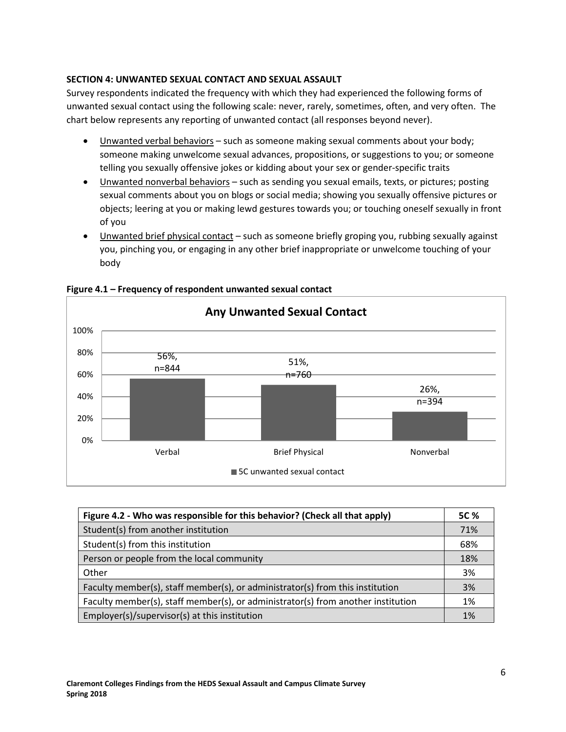**SECTION 4: UNWANTED SEXUAL CONTACT AND SEXUAL ASSAULT**

Survey respondents indicated the frequency with which they had experienced the following forms of unwanted sexual contact using the following scale: never, rarely, sometimes, often, and very often. The chart below represents any reporting of unwanted contact (all responses beyond never).

- Unwanted verbal behaviors – such as someone making sexual comments about your body; someone making unwelcome sexual advances, propositions, or suggestions to you; or someone telling you sexually offensive jokes or kidding about your sex or gender-specific traits
- Unwanted nonverbal behaviors – such as sending you sexual emails, texts, or pictures; posting sexual comments about you on blogs or social media; showing you sexually offensive pictures or objects; leering at you or making lewd gestures towards you; or touching oneself sexually in front of you
- Unwanted brief physical contact – such as someone briefly groping you, rubbing sexually against you, pinching you, or engaging in any other brief inappropriate or unwelcome touching of your body

**Figure 4.1 – Frequency of respondent unwanted sexual contact**

**Any Unwanted Sexual Contact**

| | 5C unwanted sexual contact |
|---|---|
| Verbal | 56%, n=844 |
| Brief Physical | 51%, n=760 |
| Nonverbal | 26%, n=394 |

| Figure 4.2 - Who was responsible for this behavior? (Check all that apply) | 5C % |
|---|---|
| Student(s) from another institution | 71% |
| Student(s) from this institution | 68% |
| Person or people from the local community | 18% |
| Other | 3% |
| Faculty member(s), staff member(s), or administrator(s) from this institution | 3% |
| Faculty member(s), staff member(s), or administrator(s) from another institution | 1% |
| Employer(s)/supervisor(s) at this institution | 1% |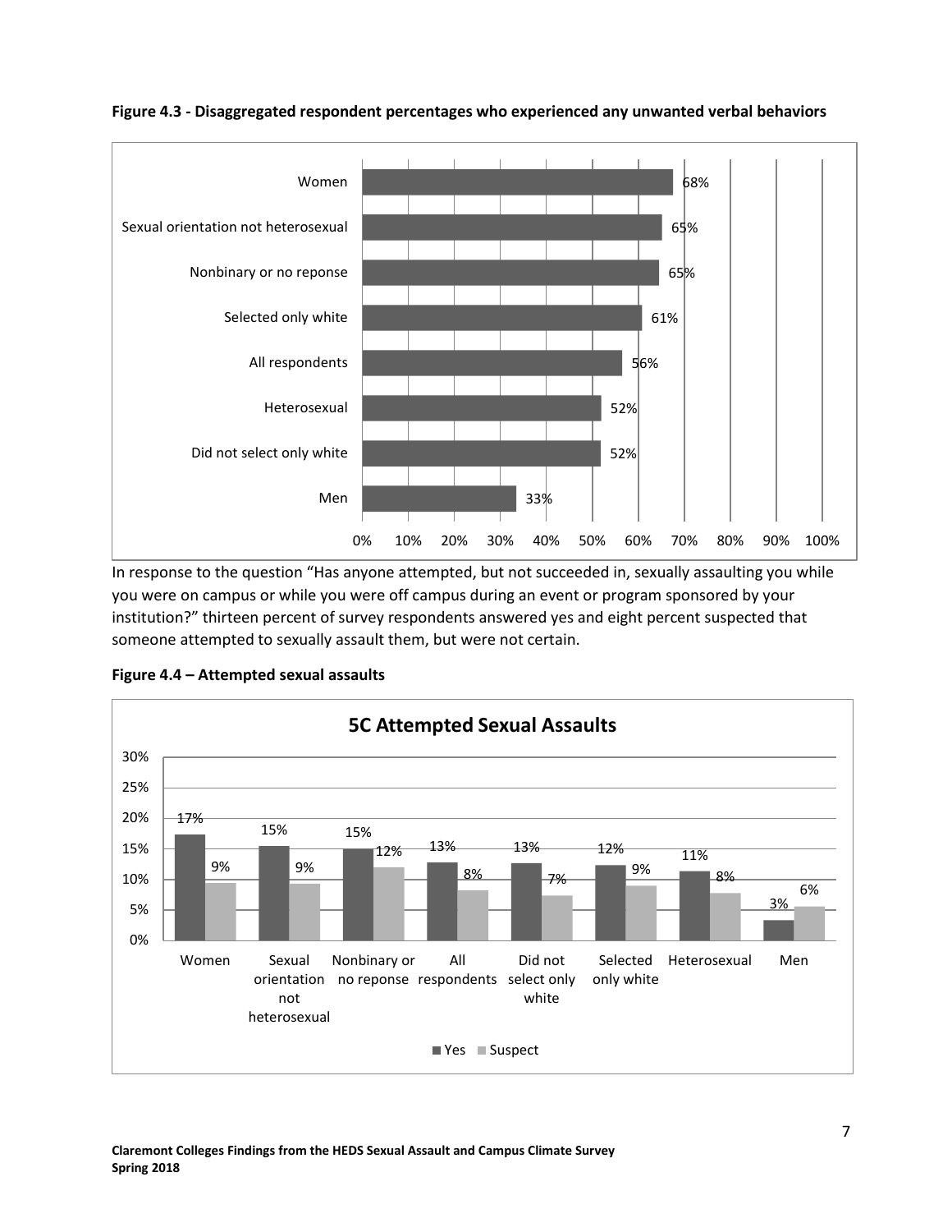**Figure 4.3 - Disaggregated respondent percentages who experienced any unwanted verbal behaviors**

| Group | Percentage |
| --- | --- |
| Women | 68% |
| Sexual orientation not heterosexual | 65% |
| Nonbinary or no reponse | 65% |
| Selected only white | 61% |
| All respondents | 56% |
| Heterosexual | 52% |
| Did not select only white | 52% |
| Men | 33% |

In response to the question "Has anyone attempted, but not succeeded in, sexually assaulting you while you were on campus or while you were off campus during an event or program sponsored by your institution?" thirteen percent of survey respondents answered yes and eight percent suspected that someone attempted to sexually assault them, but were not certain.

**Figure 4.4 – Attempted sexual assaults**

**5C Attempted Sexual Assaults**

| Group | Yes | Suspect |
| --- | --- | --- |
| Women | 17% | 9% |
| Sexual orientation not heterosexual | 15% | 9% |
| Nonbinary or no reponse | 15% | 12% |
| All respondents | 13% | 8% |
| Did not select only white | 13% | 7% |
| Selected only white | 12% | 9% |
| Heterosexual | 11% | 8% |
| Men | 3% | 6% |

**Claremont Colleges Findings from the HEDS Sexual Assault and Campus Climate Survey Spring 2018**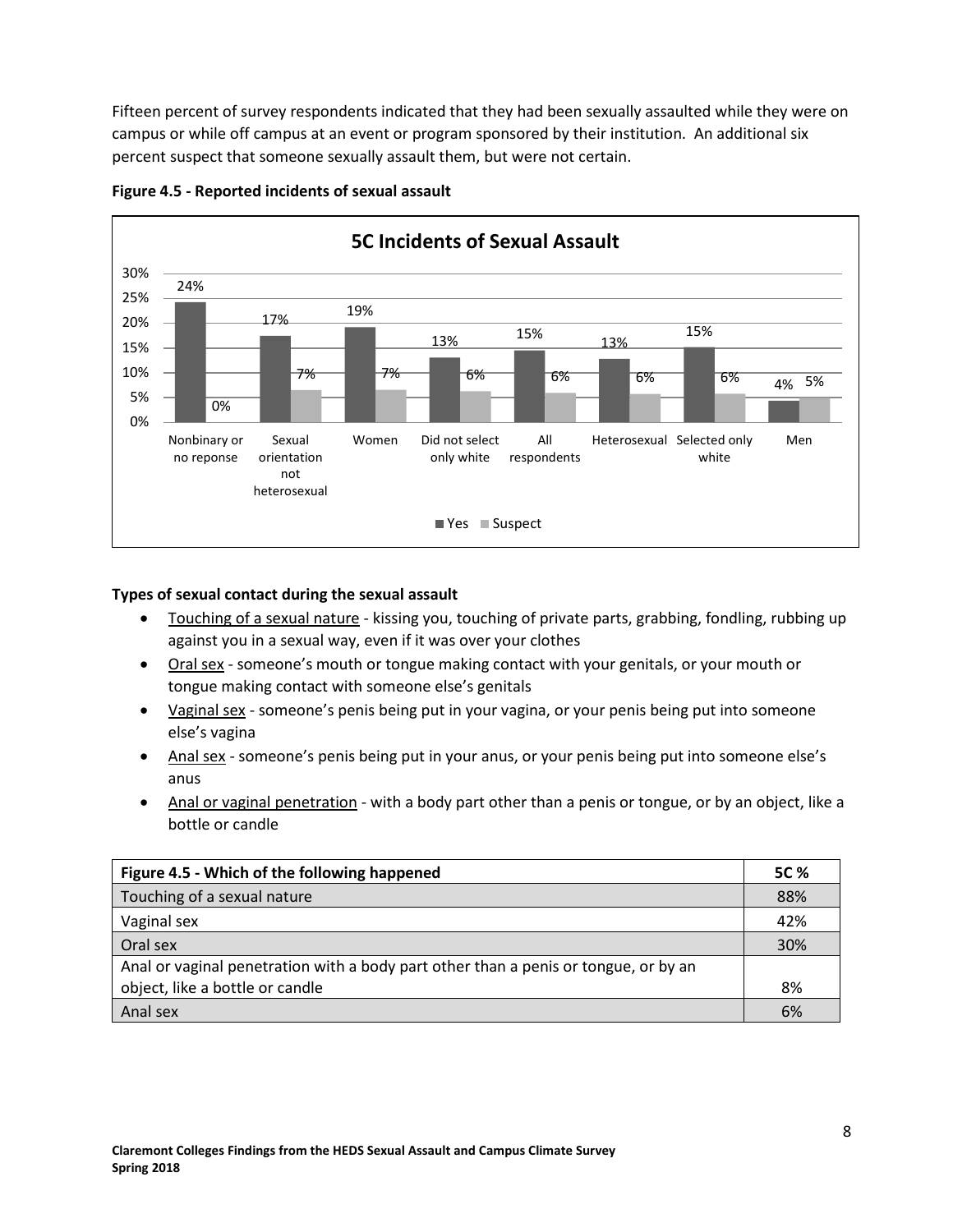Fifteen percent of survey respondents indicated that they had been sexually assaulted while they were on campus or while off campus at an event or program sponsored by their institution. An additional six percent suspect that someone sexually assault them, but were not certain.

**Figure 4.5 - Reported incidents of sexual assault**

**5C Incidents of Sexual Assault**

| | Yes | Suspect |
|---|---|---|
| Nonbinary or no reponse | 24% | 0% |
| Sexual orientation not heterosexual | 17% | 7% |
| Women | 19% | 7% |
| Did not select only white | 13% | 6% |
| All respondents | 15% | 6% |
| Heterosexual | 13% | 6% |
| Selected only white | 15% | 6% |
| Men | 4% | 5% |

**Types of sexual contact during the sexual assault**

- Touching of a sexual nature - kissing you, touching of private parts, grabbing, fondling, rubbing up against you in a sexual way, even if it was over your clothes
- Oral sex - someone's mouth or tongue making contact with your genitals, or your mouth or tongue making contact with someone else's genitals
- Vaginal sex - someone's penis being put in your vagina, or your penis being put into someone else's vagina
- Anal sex - someone's penis being put in your anus, or your penis being put into someone else's anus
- Anal or vaginal penetration - with a body part other than a penis or tongue, or by an object, like a bottle or candle

| Figure 4.5 - Which of the following happened | 5C % |
|---|---|
| Touching of a sexual nature | 88% |
| Vaginal sex | 42% |
| Oral sex | 30% |
| Anal or vaginal penetration with a body part other than a penis or tongue, or by an object, like a bottle or candle | 8% |
| Anal sex | 6% |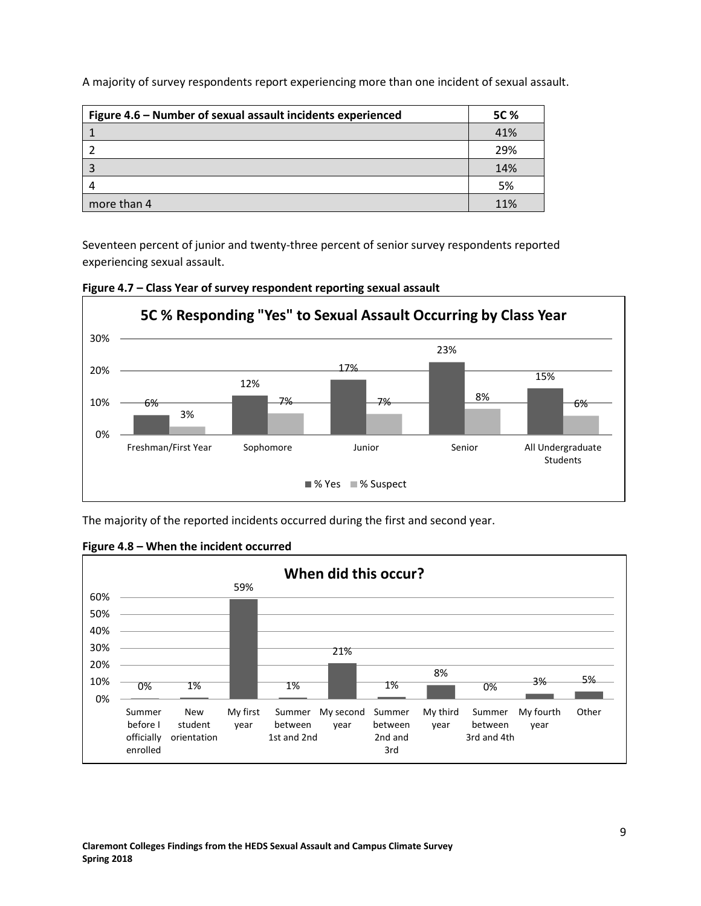A majority of survey respondents report experiencing more than one incident of sexual assault.

| Figure 4.6 – Number of sexual assault incidents experienced | 5C % |
|---|---|
| 1 | 41% |
| 2 | 29% |
| 3 | 14% |
| 4 | 5% |
| more than 4 | 11% |

Seventeen percent of junior and twenty-three percent of senior survey respondents reported experiencing sexual assault.

**Figure 4.7 – Class Year of survey respondent reporting sexual assault**

5C % Responding "Yes" to Sexual Assault Occurring by Class Year

| | % Yes | % Suspect |
|---|---|---|
| Freshman/First Year | 6% | 3% |
| Sophomore | 12% | 7% |
| Junior | 17% | 7% |
| Senior | 23% | 8% |
| All Undergraduate Students | 15% | 6% |

The majority of the reported incidents occurred during the first and second year.

**Figure 4.8 – When the incident occurred**

When did this occur?

| When | % |
|---|---|
| Summer before I officially enrolled | 0% |
| New student orientation | 1% |
| My first year | 59% |
| Summer between 1st and 2nd | 1% |
| My second year | 21% |
| Summer between 2nd and 3rd | 1% |
| My third year | 8% |
| Summer between 3rd and 4th | 0% |
| My fourth year | 3% |
| Other | 5% |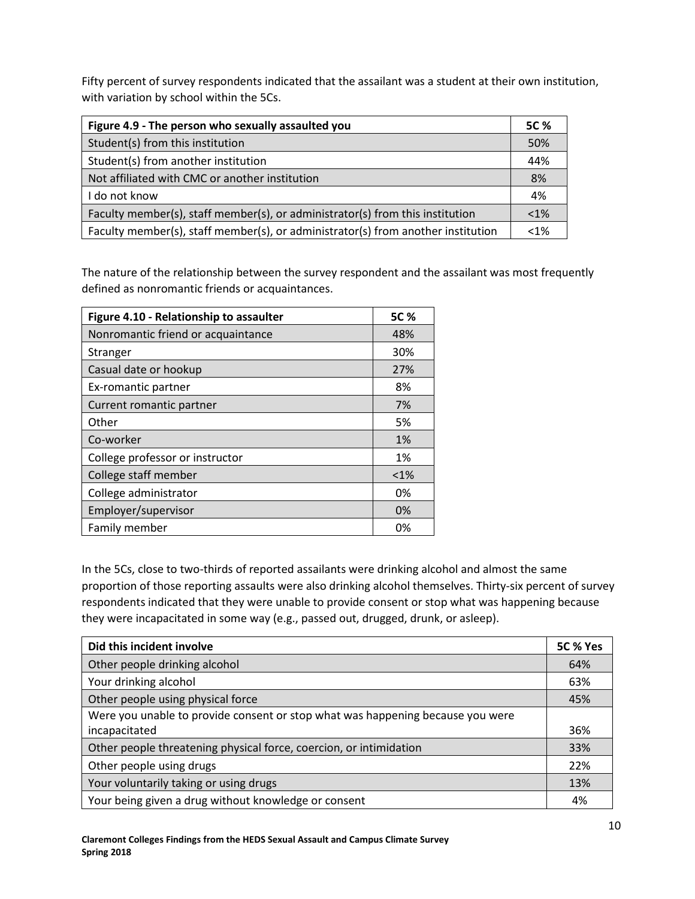Fifty percent of survey respondents indicated that the assailant was a student at their own institution, with variation by school within the 5Cs.

| Figure 4.9 - The person who sexually assaulted you | 5C % |
|---|---|
| Student(s) from this institution | 50% |
| Student(s) from another institution | 44% |
| Not affiliated with CMC or another institution | 8% |
| I do not know | 4% |
| Faculty member(s), staff member(s), or administrator(s) from this institution | <1% |
| Faculty member(s), staff member(s), or administrator(s) from another institution | <1% |

The nature of the relationship between the survey respondent and the assailant was most frequently defined as nonromantic friends or acquaintances.

| Figure 4.10 - Relationship to assaulter | 5C % |
|---|---|
| Nonromantic friend or acquaintance | 48% |
| Stranger | 30% |
| Casual date or hookup | 27% |
| Ex-romantic partner | 8% |
| Current romantic partner | 7% |
| Other | 5% |
| Co-worker | 1% |
| College professor or instructor | 1% |
| College staff member | <1% |
| College administrator | 0% |
| Employer/supervisor | 0% |
| Family member | 0% |

In the 5Cs, close to two-thirds of reported assailants were drinking alcohol and almost the same proportion of those reporting assaults were also drinking alcohol themselves. Thirty-six percent of survey respondents indicated that they were unable to provide consent or stop what was happening because they were incapacitated in some way (e.g., passed out, drugged, drunk, or asleep).

| Did this incident involve | 5C % Yes |
|---|---|
| Other people drinking alcohol | 64% |
| Your drinking alcohol | 63% |
| Other people using physical force | 45% |
| Were you unable to provide consent or stop what was happening because you were incapacitated | 36% |
| Other people threatening physical force, coercion, or intimidation | 33% |
| Other people using drugs | 22% |
| Your voluntarily taking or using drugs | 13% |
| Your being given a drug without knowledge or consent | 4% |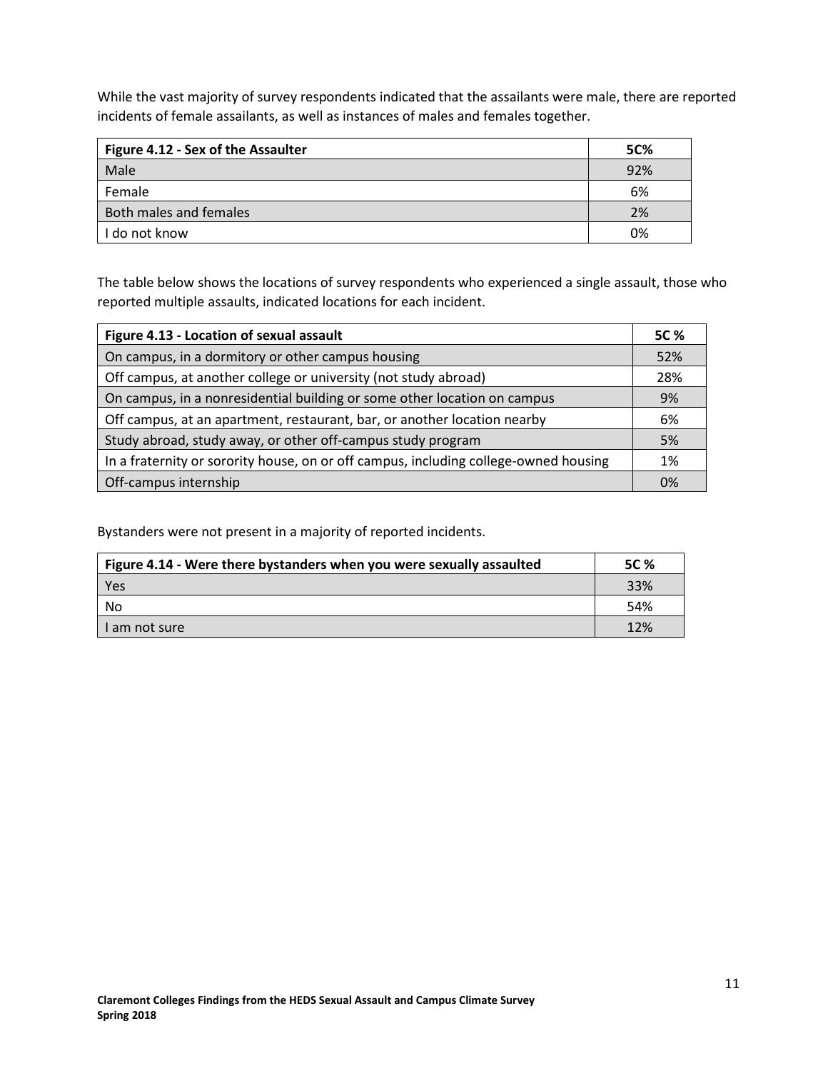While the vast majority of survey respondents indicated that the assailants were male, there are reported incidents of female assailants, as well as instances of males and females together.

| Figure 4.12 - Sex of the Assaulter | 5C% |
|---|---|
| Male | 92% |
| Female | 6% |
| Both males and females | 2% |
| I do not know | 0% |

The table below shows the locations of survey respondents who experienced a single assault, those who reported multiple assaults, indicated locations for each incident.

| Figure 4.13 - Location of sexual assault | 5C % |
|---|---|
| On campus, in a dormitory or other campus housing | 52% |
| Off campus, at another college or university (not study abroad) | 28% |
| On campus, in a nonresidential building or some other location on campus | 9% |
| Off campus, at an apartment, restaurant, bar, or another location nearby | 6% |
| Study abroad, study away, or other off-campus study program | 5% |
| In a fraternity or sorority house, on or off campus, including college-owned housing | 1% |
| Off-campus internship | 0% |

Bystanders were not present in a majority of reported incidents.

| Figure 4.14 - Were there bystanders when you were sexually assaulted | 5C % |
|---|---|
| Yes | 33% |
| No | 54% |
| I am not sure | 12% |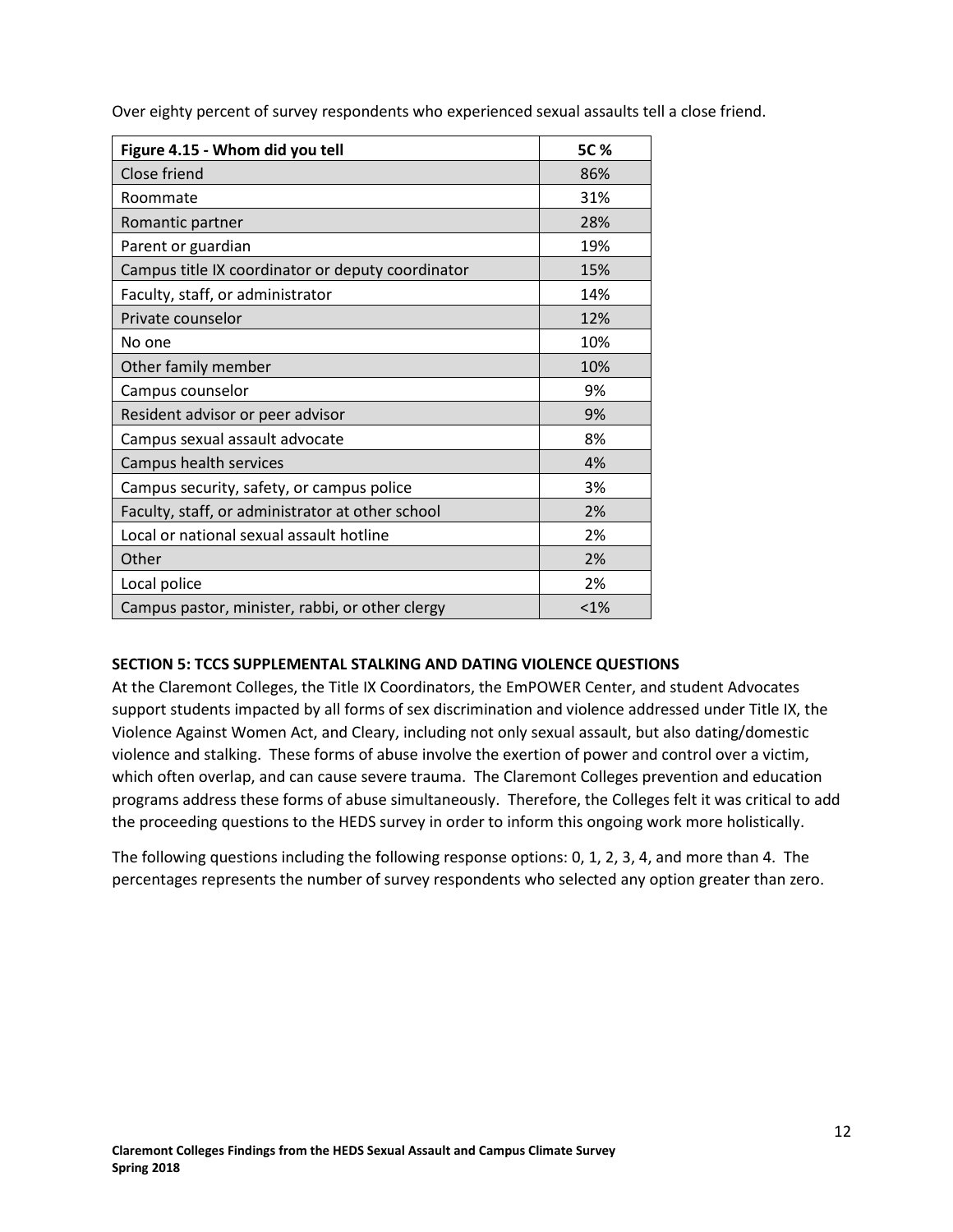Over eighty percent of survey respondents who experienced sexual assaults tell a close friend.

| Figure 4.15 - Whom did you tell | 5C % |
|---|---|
| Close friend | 86% |
| Roommate | 31% |
| Romantic partner | 28% |
| Parent or guardian | 19% |
| Campus title IX coordinator or deputy coordinator | 15% |
| Faculty, staff, or administrator | 14% |
| Private counselor | 12% |
| No one | 10% |
| Other family member | 10% |
| Campus counselor | 9% |
| Resident advisor or peer advisor | 9% |
| Campus sexual assault advocate | 8% |
| Campus health services | 4% |
| Campus security, safety, or campus police | 3% |
| Faculty, staff, or administrator at other school | 2% |
| Local or national sexual assault hotline | 2% |
| Other | 2% |
| Local police | 2% |
| Campus pastor, minister, rabbi, or other clergy | <1% |

**SECTION 5: TCCS SUPPLEMENTAL STALKING AND DATING VIOLENCE QUESTIONS**

At the Claremont Colleges, the Title IX Coordinators, the EmPOWER Center, and student Advocates support students impacted by all forms of sex discrimination and violence addressed under Title IX, the Violence Against Women Act, and Cleary, including not only sexual assault, but also dating/domestic violence and stalking. These forms of abuse involve the exertion of power and control over a victim, which often overlap, and can cause severe trauma. The Claremont Colleges prevention and education programs address these forms of abuse simultaneously. Therefore, the Colleges felt it was critical to add the proceeding questions to the HEDS survey in order to inform this ongoing work more holistically.

The following questions including the following response options: 0, 1, 2, 3, 4, and more than 4. The percentages represents the number of survey respondents who selected any option greater than zero.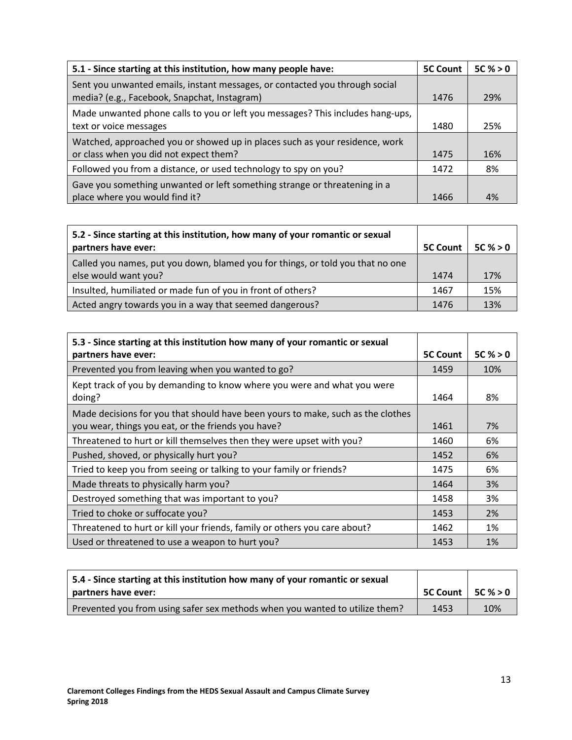| 5.1 - Since starting at this institution, how many people have: | 5C Count | 5C % > 0 |
|---|---|---|
| Sent you unwanted emails, instant messages, or contacted you through social media? (e.g., Facebook, Snapchat, Instagram) | 1476 | 29% |
| Made unwanted phone calls to you or left you messages? This includes hang-ups, text or voice messages | 1480 | 25% |
| Watched, approached you or showed up in places such as your residence, work or class when you did not expect them? | 1475 | 16% |
| Followed you from a distance, or used technology to spy on you? | 1472 | 8% |
| Gave you something unwanted or left something strange or threatening in a place where you would find it? | 1466 | 4% |

| 5.2 - Since starting at this institution, how many of your romantic or sexual partners have ever: | 5C Count | 5C % > 0 |
|---|---|---|
| Called you names, put you down, blamed you for things, or told you that no one else would want you? | 1474 | 17% |
| Insulted, humiliated or made fun of you in front of others? | 1467 | 15% |
| Acted angry towards you in a way that seemed dangerous? | 1476 | 13% |

| 5.3 - Since starting at this institution how many of your romantic or sexual partners have ever: | 5C Count | 5C % > 0 |
|---|---|---|
| Prevented you from leaving when you wanted to go? | 1459 | 10% |
| Kept track of you by demanding to know where you were and what you were doing? | 1464 | 8% |
| Made decisions for you that should have been yours to make, such as the clothes you wear, things you eat, or the friends you have? | 1461 | 7% |
| Threatened to hurt or kill themselves then they were upset with you? | 1460 | 6% |
| Pushed, shoved, or physically hurt you? | 1452 | 6% |
| Tried to keep you from seeing or talking to your family or friends? | 1475 | 6% |
| Made threats to physically harm you? | 1464 | 3% |
| Destroyed something that was important to you? | 1458 | 3% |
| Tried to choke or suffocate you? | 1453 | 2% |
| Threatened to hurt or kill your friends, family or others you care about? | 1462 | 1% |
| Used or threatened to use a weapon to hurt you? | 1453 | 1% |

| 5.4 - Since starting at this institution how many of your romantic or sexual partners have ever: | 5C Count | 5C % > 0 |
|---|---|---|
| Prevented you from using safer sex methods when you wanted to utilize them? | 1453 | 10% |